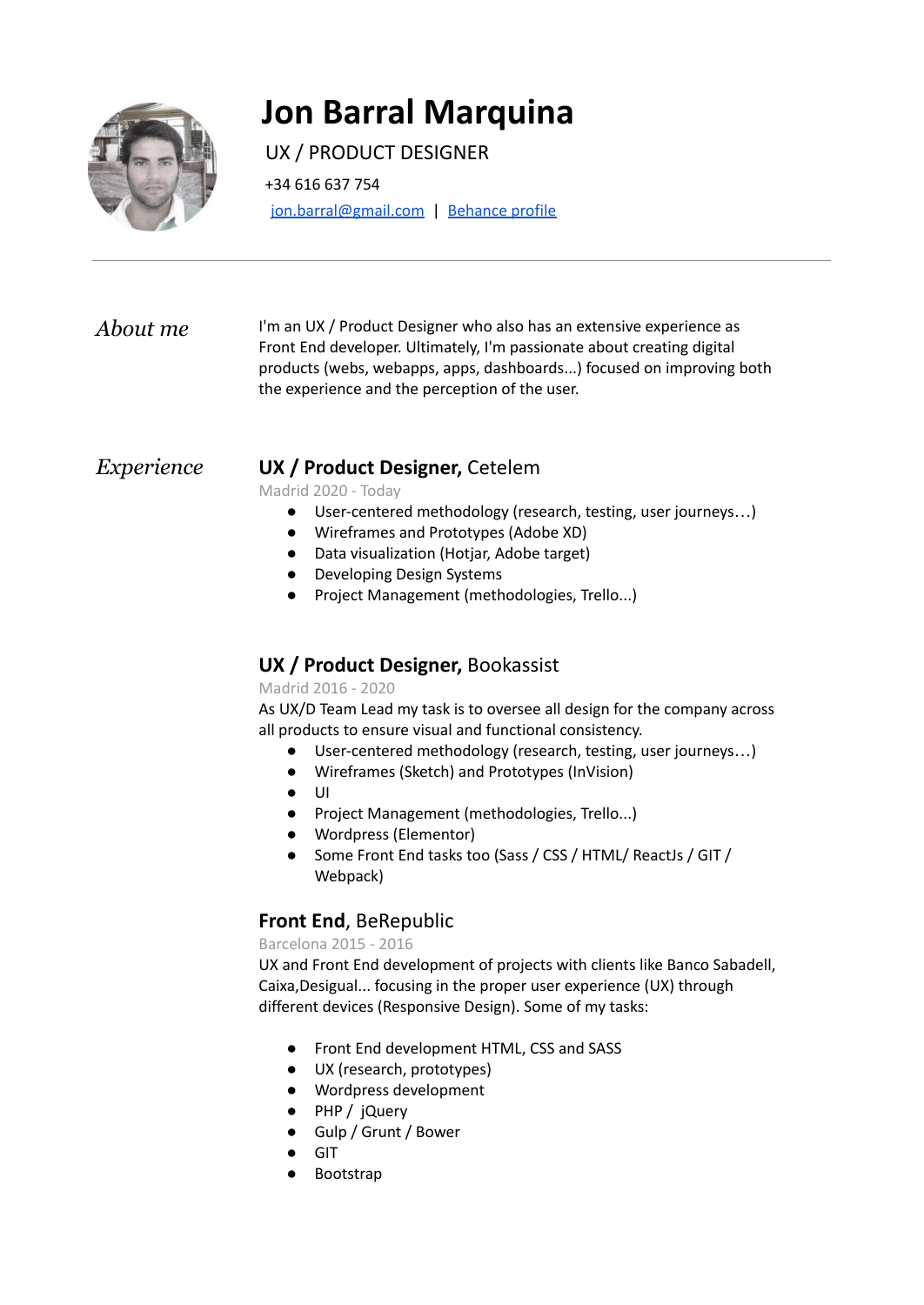# Jon Barral Marquina

UX / PRODUCT DESIGNER

+34 616 637 754

jon.barral@gmail.com | Behance profile

---

## *About me*

I'm an UX / Product Designer who also has an extensive experience as Front End developer. Ultimately, I'm passionate about creating digital products (webs, webapps, apps, dashboards...) focused on improving both the experience and the perception of the user.

## *Experience*

### **UX / Product Designer,** Cetelem

Madrid 2020 - Today

- User-centered methodology (research, testing, user journeys…)
- Wireframes and Prototypes (Adobe XD)
- Data visualization (Hotjar, Adobe target)
- Developing Design Systems
- Project Management (methodologies, Trello...)

### **UX / Product Designer,** Bookassist

Madrid 2016 - 2020

As UX/D Team Lead my task is to oversee all design for the company across all products to ensure visual and functional consistency.

- User-centered methodology (research, testing, user journeys…)
- Wireframes (Sketch) and Prototypes (InVision)
- UI
- Project Management (methodologies, Trello...)
- Wordpress (Elementor)
- Some Front End tasks too (Sass / CSS / HTML/ ReactJs / GIT / Webpack)

### **Front End**, BeRepublic

Barcelona 2015 - 2016

UX and Front End development of projects with clients like Banco Sabadell, Caixa,Desigual... focusing in the proper user experience (UX) through different devices (Responsive Design). Some of my tasks:

- Front End development HTML, CSS and SASS
- UX (research, prototypes)
- Wordpress development
- PHP / jQuery
- Gulp / Grunt / Bower
- GIT
- Bootstrap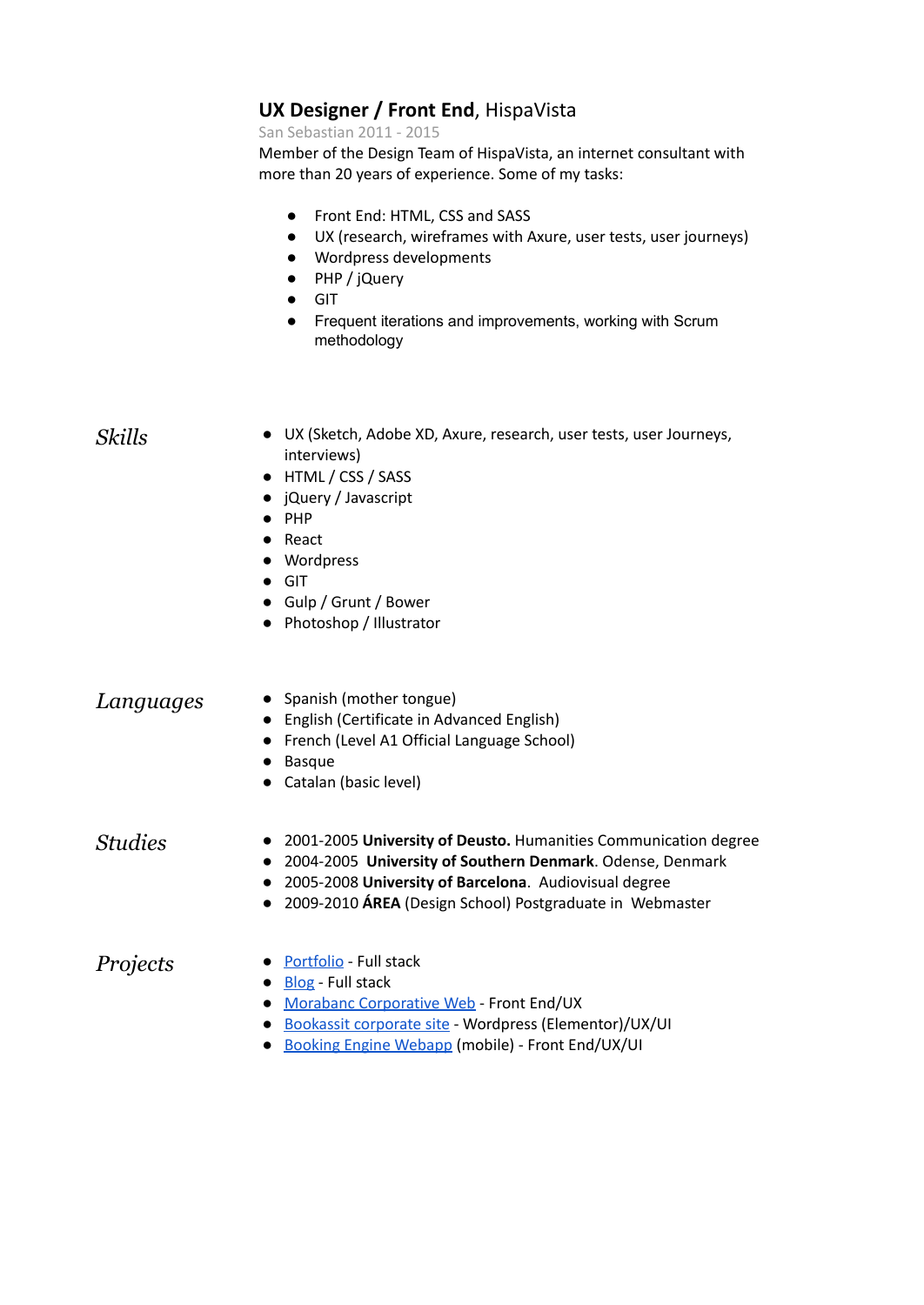### **UX Designer / Front End**, HispaVista

San Sebastian 2011 - 2015

Member of the Design Team of HispaVista, an internet consultant with more than 20 years of experience. Some of my tasks:

- Front End: HTML, CSS and SASS
- UX (research, wireframes with Axure, user tests, user journeys)
- Wordpress developments
- PHP / jQuery
- GIT
- Frequent iterations and improvements, working with Scrum methodology

## *Skills*

- UX (Sketch, Adobe XD, Axure, research, user tests, user Journeys, interviews)
- HTML / CSS / SASS
- jQuery / Javascript
- PHP
- React
- Wordpress
- GIT
- Gulp / Grunt / Bower
- Photoshop / Illustrator

## *Languages*

- Spanish (mother tongue)
- English (Certificate in Advanced English)
- French (Level A1 Official Language School)
- Basque
- Catalan (basic level)

## *Studies*

- 2001-2005 **University of Deusto.** Humanities Communication degree
- 2004-2005 **University of Southern Denmark**. Odense, Denmark
- 2005-2008 **University of Barcelona**. Audiovisual degree
- 2009-2010 **ÁREA** (Design School) Postgraduate in Webmaster

## *Projects*

- Portfolio - Full stack
- Blog - Full stack
- Morabanc Corporative Web - Front End/UX
- Bookassit corporate site - Wordpress (Elementor)/UX/UI
- Booking Engine Webapp (mobile) - Front End/UX/UI